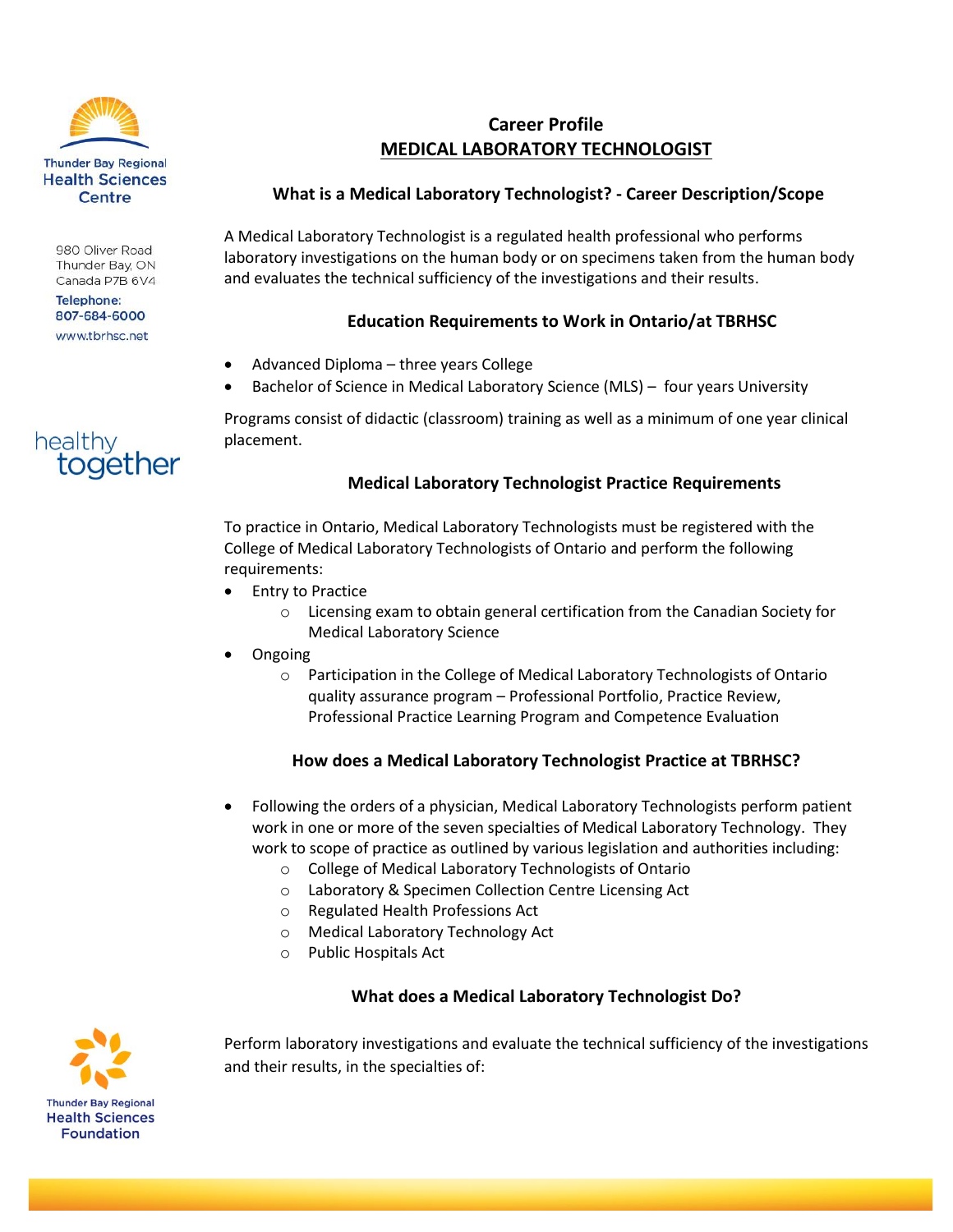Thunder Bay Regional Health Sciences Centre

980 Oliver Road
Thunder Bay, ON
Canada P7B 6V4

Telephone:
807-684-6000

www.tbrhsc.net

healthy together

# Career Profile
## MEDICAL LABORATORY TECHNOLOGIST

### What is a Medical Laboratory Technologist? - Career Description/Scope

A Medical Laboratory Technologist is a regulated health professional who performs laboratory investigations on the human body or on specimens taken from the human body and evaluates the technical sufficiency of the investigations and their results.

### Education Requirements to Work in Ontario/at TBRHSC

- Advanced Diploma – three years College
- Bachelor of Science in Medical Laboratory Science (MLS) – four years University

Programs consist of didactic (classroom) training as well as a minimum of one year clinical placement.

### Medical Laboratory Technologist Practice Requirements

To practice in Ontario, Medical Laboratory Technologists must be registered with the College of Medical Laboratory Technologists of Ontario and perform the following requirements:

- Entry to Practice
  - Licensing exam to obtain general certification from the Canadian Society for Medical Laboratory Science
- Ongoing
  - Participation in the College of Medical Laboratory Technologists of Ontario quality assurance program – Professional Portfolio, Practice Review, Professional Practice Learning Program and Competence Evaluation

### How does a Medical Laboratory Technologist Practice at TBRHSC?

- Following the orders of a physician, Medical Laboratory Technologists perform patient work in one or more of the seven specialties of Medical Laboratory Technology. They work to scope of practice as outlined by various legislation and authorities including:
  - College of Medical Laboratory Technologists of Ontario
  - Laboratory & Specimen Collection Centre Licensing Act
  - Regulated Health Professions Act
  - Medical Laboratory Technology Act
  - Public Hospitals Act

### What does a Medical Laboratory Technologist Do?

Perform laboratory investigations and evaluate the technical sufficiency of the investigations and their results, in the specialties of:

Thunder Bay Regional Health Sciences Foundation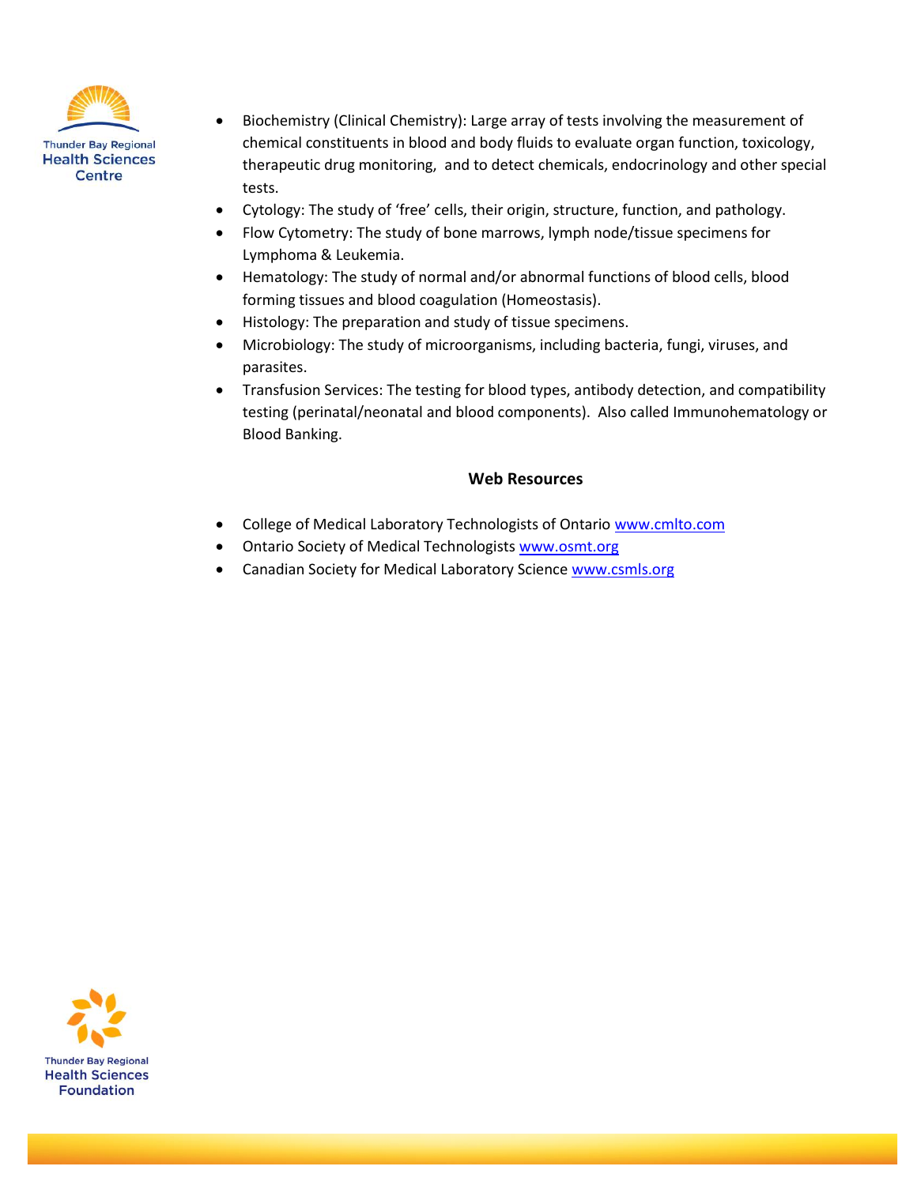- Biochemistry (Clinical Chemistry): Large array of tests involving the measurement of chemical constituents in blood and body fluids to evaluate organ function, toxicology, therapeutic drug monitoring,  and to detect chemicals, endocrinology and other special tests.
- Cytology: The study of 'free' cells, their origin, structure, function, and pathology.
- Flow Cytometry: The study of bone marrows, lymph node/tissue specimens for Lymphoma & Leukemia.
- Hematology: The study of normal and/or abnormal functions of blood cells, blood forming tissues and blood coagulation (Homeostasis).
- Histology: The preparation and study of tissue specimens.
- Microbiology: The study of microorganisms, including bacteria, fungi, viruses, and parasites.
- Transfusion Services: The testing for blood types, antibody detection, and compatibility testing (perinatal/neonatal and blood components).  Also called Immunohematology or Blood Banking.

**Web Resources**

- College of Medical Laboratory Technologists of Ontario www.cmlto.com
- Ontario Society of Medical Technologists www.osmt.org
- Canadian Society for Medical Laboratory Science www.csmls.org